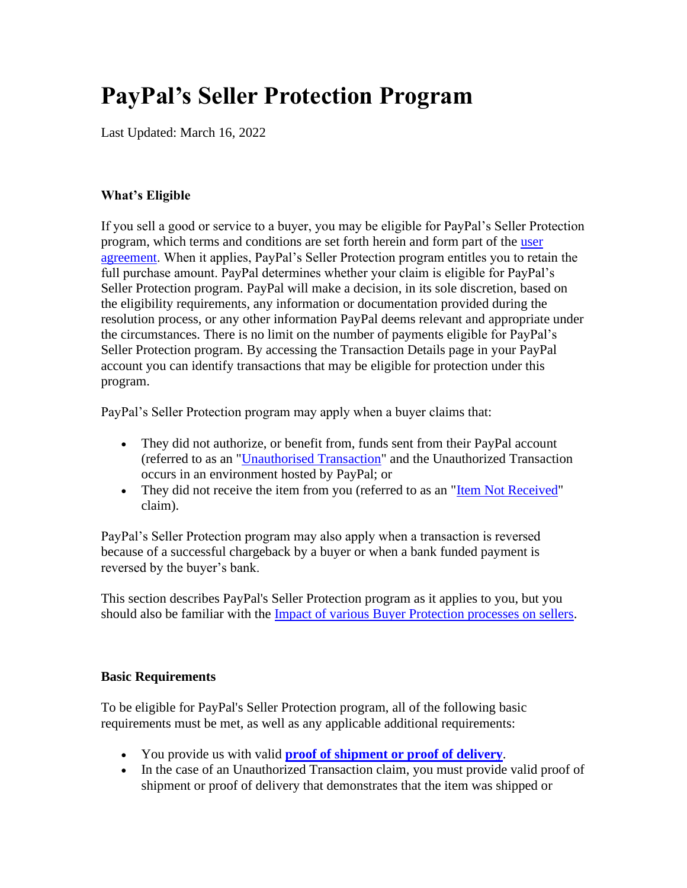# PayPal’s Seller Protection Program

Last Updated: March 16, 2022

### What’s Eligible

If you sell a good or service to a buyer, you may be eligible for PayPal’s Seller Protection program, which terms and conditions are set forth herein and form part of the user agreement. When it applies, PayPal’s Seller Protection program entitles you to retain the full purchase amount. PayPal determines whether your claim is eligible for PayPal’s Seller Protection program. PayPal will make a decision, in its sole discretion, based on the eligibility requirements, any information or documentation provided during the resolution process, or any other information PayPal deems relevant and appropriate under the circumstances. There is no limit on the number of payments eligible for PayPal’s Seller Protection program. By accessing the Transaction Details page in your PayPal account you can identify transactions that may be eligible for protection under this program.

PayPal’s Seller Protection program may apply when a buyer claims that:

- They did not authorize, or benefit from, funds sent from their PayPal account (referred to as an "Unauthorised Transaction" and the Unauthorized Transaction occurs in an environment hosted by PayPal; or
- They did not receive the item from you (referred to as an "Item Not Received" claim).

PayPal’s Seller Protection program may also apply when a transaction is reversed because of a successful chargeback by a buyer or when a bank funded payment is reversed by the buyer’s bank.

This section describes PayPal's Seller Protection program as it applies to you, but you should also be familiar with the Impact of various Buyer Protection processes on sellers.

### Basic Requirements

To be eligible for PayPal's Seller Protection program, all of the following basic requirements must be met, as well as any applicable additional requirements:

- You provide us with valid **proof of shipment or proof of delivery**.
- In the case of an Unauthorized Transaction claim, you must provide valid proof of shipment or proof of delivery that demonstrates that the item was shipped or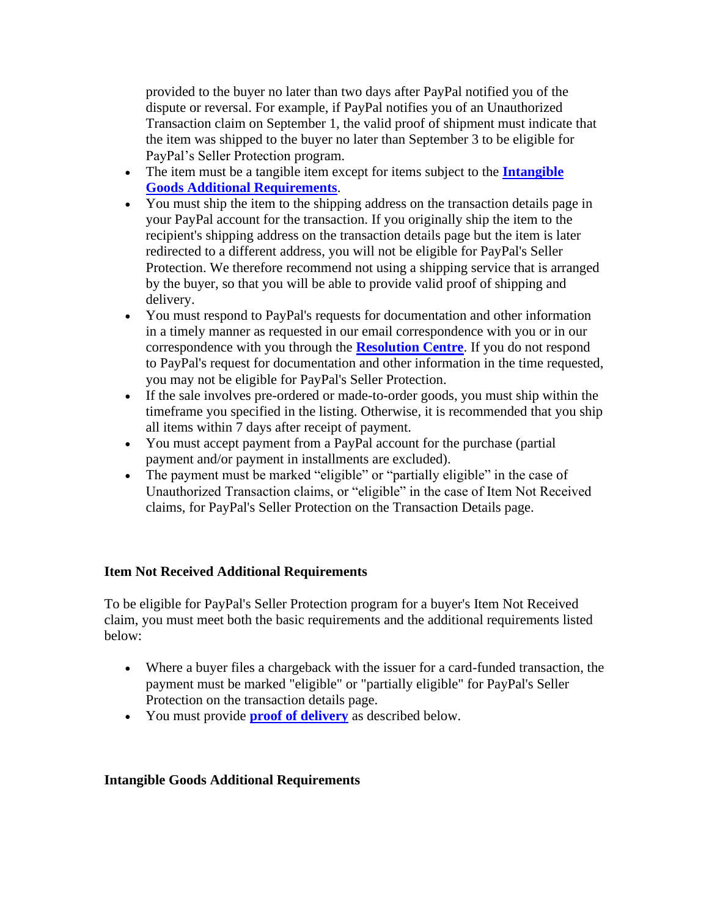provided to the buyer no later than two days after PayPal notified you of the dispute or reversal. For example, if PayPal notifies you of an Unauthorized Transaction claim on September 1, the valid proof of shipment must indicate that the item was shipped to the buyer no later than September 3 to be eligible for PayPal's Seller Protection program.

- The item must be a tangible item except for items subject to the **Intangible Goods Additional Requirements**.
- You must ship the item to the shipping address on the transaction details page in your PayPal account for the transaction. If you originally ship the item to the recipient's shipping address on the transaction details page but the item is later redirected to a different address, you will not be eligible for PayPal's Seller Protection. We therefore recommend not using a shipping service that is arranged by the buyer, so that you will be able to provide valid proof of shipping and delivery.
- You must respond to PayPal's requests for documentation and other information in a timely manner as requested in our email correspondence with you or in our correspondence with you through the **Resolution Centre**. If you do not respond to PayPal's request for documentation and other information in the time requested, you may not be eligible for PayPal's Seller Protection.
- If the sale involves pre-ordered or made-to-order goods, you must ship within the timeframe you specified in the listing. Otherwise, it is recommended that you ship all items within 7 days after receipt of payment.
- You must accept payment from a PayPal account for the purchase (partial payment and/or payment in installments are excluded).
- The payment must be marked "eligible" or "partially eligible" in the case of Unauthorized Transaction claims, or "eligible" in the case of Item Not Received claims, for PayPal's Seller Protection on the Transaction Details page.

**Item Not Received Additional Requirements**

To be eligible for PayPal's Seller Protection program for a buyer's Item Not Received claim, you must meet both the basic requirements and the additional requirements listed below:

- Where a buyer files a chargeback with the issuer for a card-funded transaction, the payment must be marked "eligible" or "partially eligible" for PayPal's Seller Protection on the transaction details page.
- You must provide **proof of delivery** as described below.

**Intangible Goods Additional Requirements**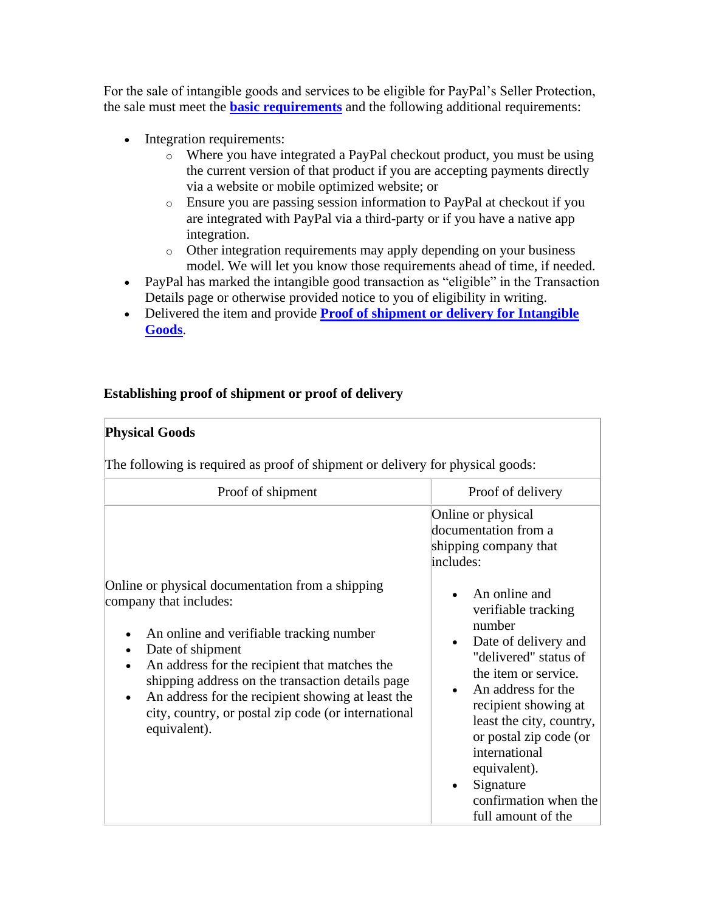For the sale of intangible goods and services to be eligible for PayPal's Seller Protection, the sale must meet the **basic requirements** and the following additional requirements:

- Integration requirements:
  - Where you have integrated a PayPal checkout product, you must be using the current version of that product if you are accepting payments directly via a website or mobile optimized website; or
  - Ensure you are passing session information to PayPal at checkout if you are integrated with PayPal via a third-party or if you have a native app integration.
  - Other integration requirements may apply depending on your business model. We will let you know those requirements ahead of time, if needed.
- PayPal has marked the intangible good transaction as "eligible" in the Transaction Details page or otherwise provided notice to you of eligibility in writing.
- Delivered the item and provide **Proof of shipment or delivery for Intangible Goods**.

**Establishing proof of shipment or proof of delivery**

| **Physical Goods**<br><br>The following is required as proof of shipment or delivery for physical goods: | |
|---|---|
| Proof of shipment | Proof of delivery |
| Online or physical documentation from a shipping company that includes:<br><br>• An online and verifiable tracking number<br>• Date of shipment<br>• An address for the recipient that matches the shipping address on the transaction details page<br>• An address for the recipient showing at least the city, country, or postal zip code (or international equivalent). | Online or physical documentation from a shipping company that includes:<br><br>• An online and verifiable tracking number<br>• Date of delivery and "delivered" status of the item or service.<br>• An address for the recipient showing at least the city, country, or postal zip code (or international equivalent).<br>• Signature confirmation when the full amount of the |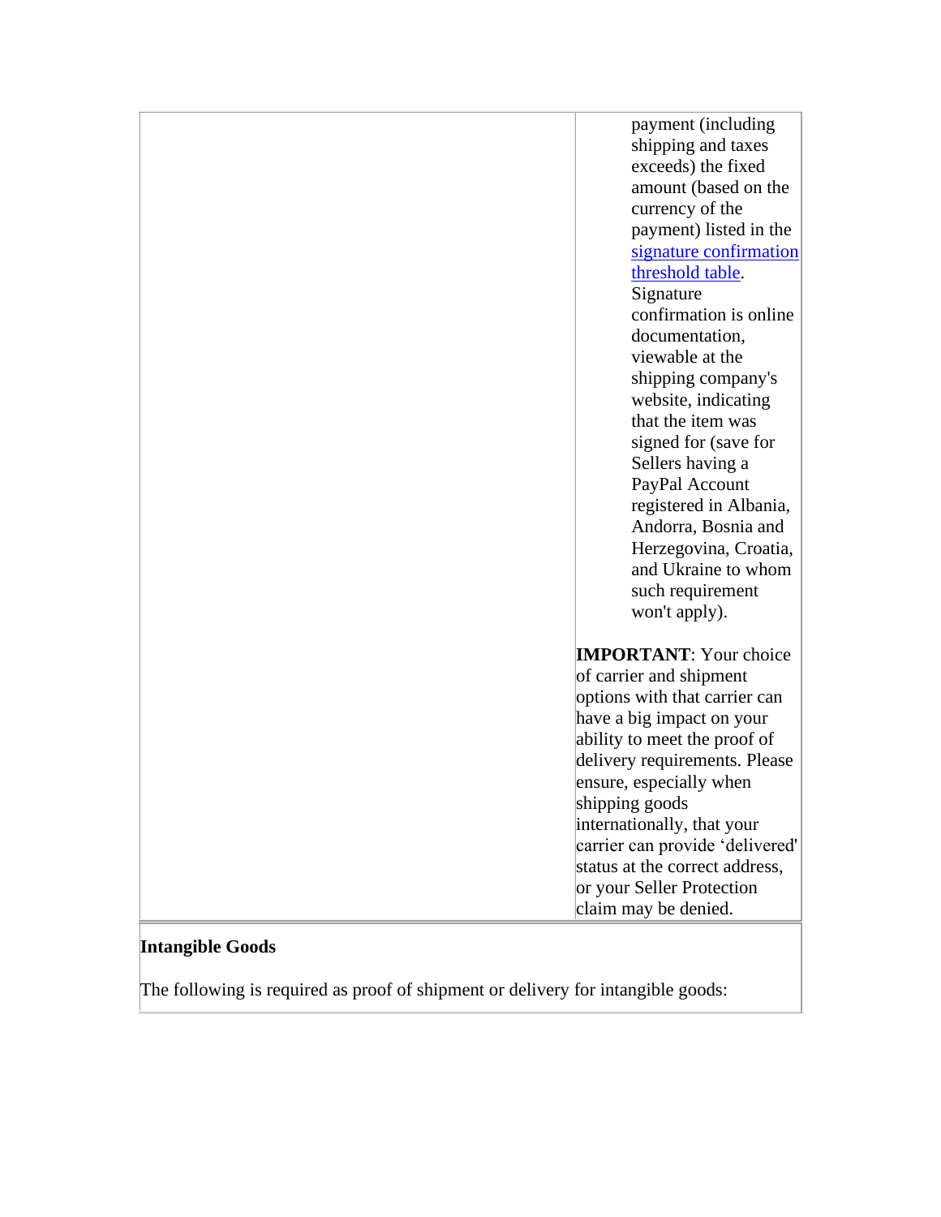| | |
|---|---|
| | payment (including shipping and taxes exceeds) the fixed amount (based on the currency of the payment) listed in the signature confirmation threshold table. Signature confirmation is online documentation, viewable at the shipping company's website, indicating that the item was signed for (save for Sellers having a PayPal Account registered in Albania, Andorra, Bosnia and Herzegovina, Croatia, and Ukraine to whom such requirement won't apply).<br><br>**IMPORTANT**: Your choice of carrier and shipment options with that carrier can have a big impact on your ability to meet the proof of delivery requirements. Please ensure, especially when shipping goods internationally, that your carrier can provide 'delivered' status at the correct address, or your Seller Protection claim may be denied. |

**Intangible Goods**

The following is required as proof of shipment or delivery for intangible goods: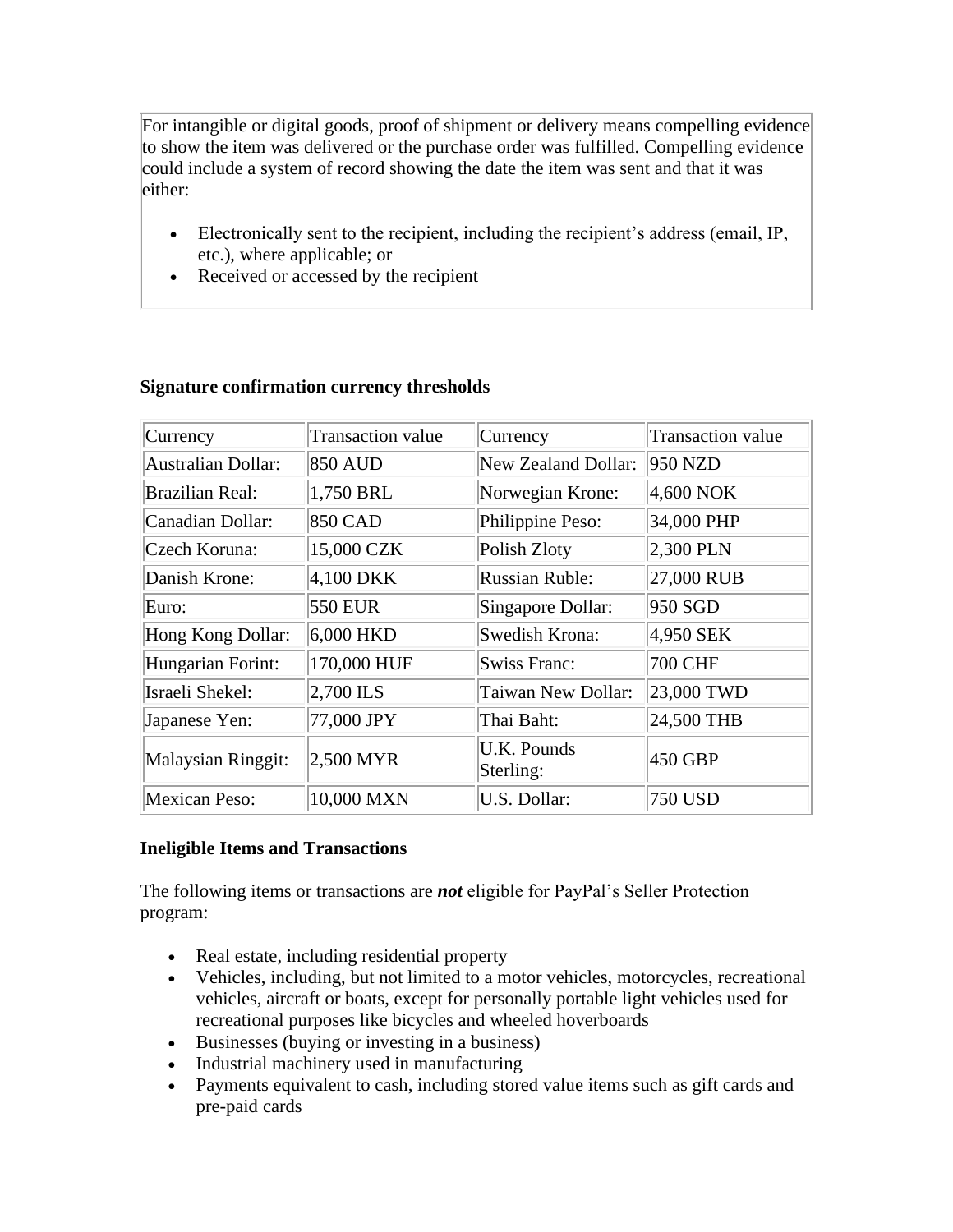For intangible or digital goods, proof of shipment or delivery means compelling evidence to show the item was delivered or the purchase order was fulfilled. Compelling evidence could include a system of record showing the date the item was sent and that it was either:

- Electronically sent to the recipient, including the recipient's address (email, IP, etc.), where applicable; or
- Received or accessed by the recipient

**Signature confirmation currency thresholds**

| Currency | Transaction value | Currency | Transaction value |
|---|---|---|---|
| Australian Dollar: | 850 AUD | New Zealand Dollar: | 950 NZD |
| Brazilian Real: | 1,750 BRL | Norwegian Krone: | 4,600 NOK |
| Canadian Dollar: | 850 CAD | Philippine Peso: | 34,000 PHP |
| Czech Koruna: | 15,000 CZK | Polish Zloty | 2,300 PLN |
| Danish Krone: | 4,100 DKK | Russian Ruble: | 27,000 RUB |
| Euro: | 550 EUR | Singapore Dollar: | 950 SGD |
| Hong Kong Dollar: | 6,000 HKD | Swedish Krona: | 4,950 SEK |
| Hungarian Forint: | 170,000 HUF | Swiss Franc: | 700 CHF |
| Israeli Shekel: | 2,700 ILS | Taiwan New Dollar: | 23,000 TWD |
| Japanese Yen: | 77,000 JPY | Thai Baht: | 24,500 THB |
| Malaysian Ringgit: | 2,500 MYR | U.K. Pounds Sterling: | 450 GBP |
| Mexican Peso: | 10,000 MXN | U.S. Dollar: | 750 USD |

**Ineligible Items and Transactions**

The following items or transactions are ***not*** eligible for PayPal's Seller Protection program:

- Real estate, including residential property
- Vehicles, including, but not limited to a motor vehicles, motorcycles, recreational vehicles, aircraft or boats, except for personally portable light vehicles used for recreational purposes like bicycles and wheeled hoverboards
- Businesses (buying or investing in a business)
- Industrial machinery used in manufacturing
- Payments equivalent to cash, including stored value items such as gift cards and pre-paid cards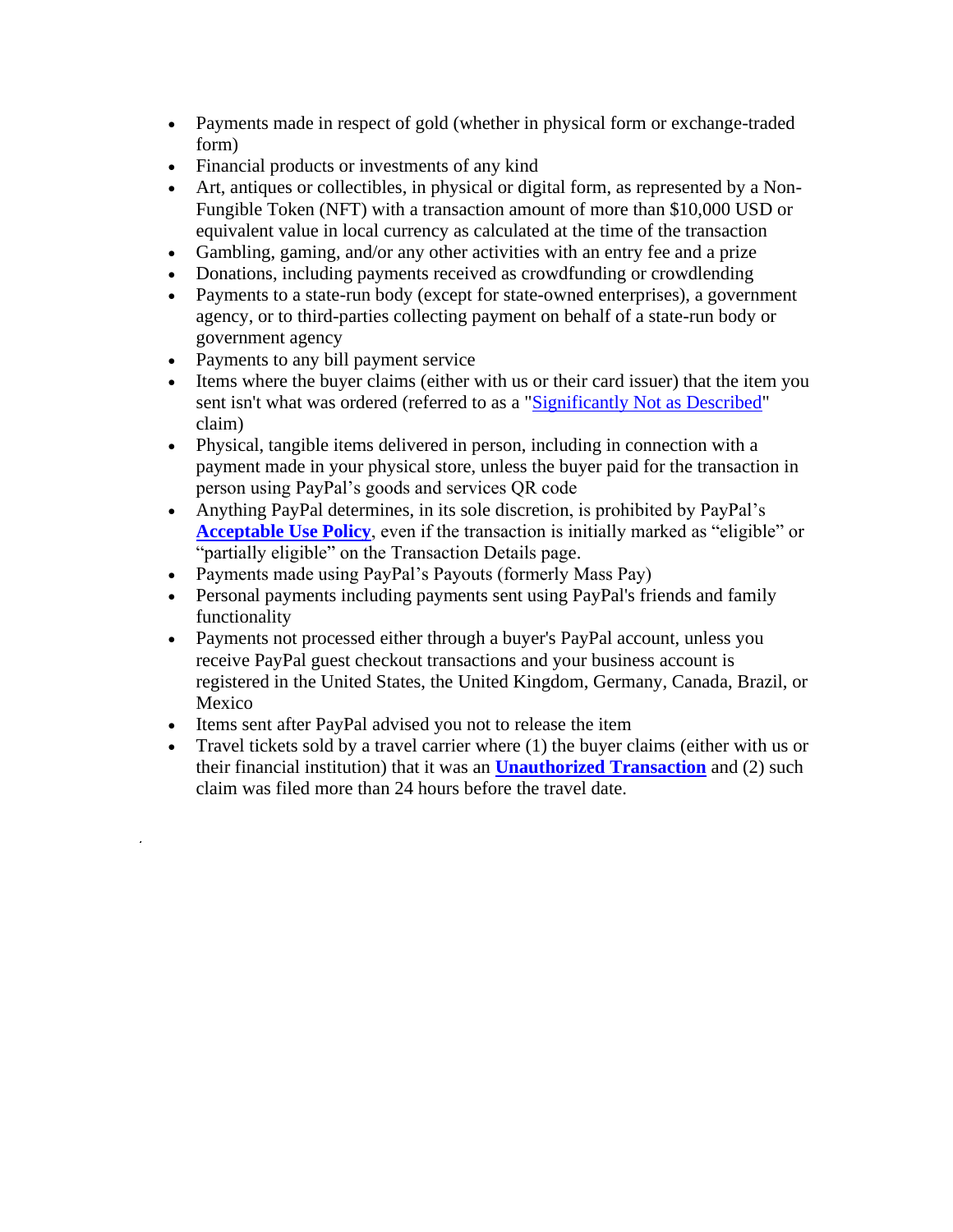- Payments made in respect of gold (whether in physical form or exchange-traded form)
- Financial products or investments of any kind
- Art, antiques or collectibles, in physical or digital form, as represented by a Non-Fungible Token (NFT) with a transaction amount of more than $10,000 USD or equivalent value in local currency as calculated at the time of the transaction
- Gambling, gaming, and/or any other activities with an entry fee and a prize
- Donations, including payments received as crowdfunding or crowdlending
- Payments to a state-run body (except for state-owned enterprises), a government agency, or to third-parties collecting payment on behalf of a state-run body or government agency
- Payments to any bill payment service
- Items where the buyer claims (either with us or their card issuer) that the item you sent isn't what was ordered (referred to as a "Significantly Not as Described" claim)
- Physical, tangible items delivered in person, including in connection with a payment made in your physical store, unless the buyer paid for the transaction in person using PayPal's goods and services QR code
- Anything PayPal determines, in its sole discretion, is prohibited by PayPal's **Acceptable Use Policy**, even if the transaction is initially marked as "eligible" or "partially eligible" on the Transaction Details page.
- Payments made using PayPal's Payouts (formerly Mass Pay)
- Personal payments including payments sent using PayPal's friends and family functionality
- Payments not processed either through a buyer's PayPal account, unless you receive PayPal guest checkout transactions and your business account is registered in the United States, the United Kingdom, Germany, Canada, Brazil, or Mexico
- Items sent after PayPal advised you not to release the item
- Travel tickets sold by a travel carrier where (1) the buyer claims (either with us or their financial institution) that it was an **Unauthorized Transaction** and (2) such claim was filed more than 24 hours before the travel date.